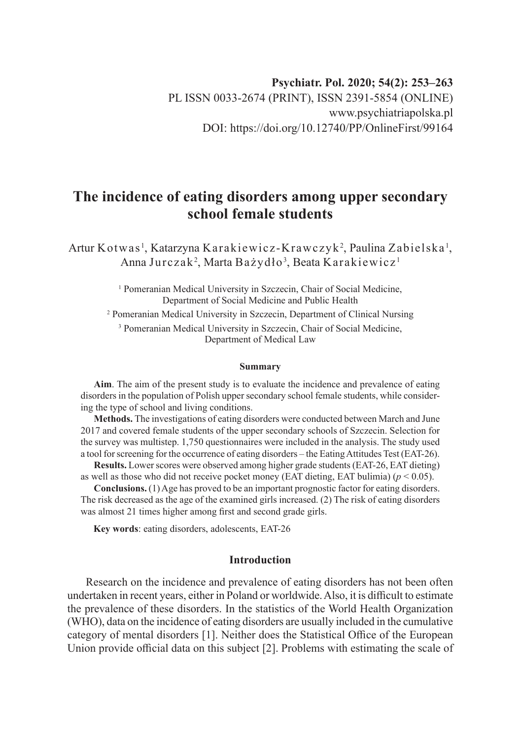Psychiatr. Pol. 2020; 54(2): 253–263
PL ISSN 0033-2674 (PRINT), ISSN 2391-5854 (ONLINE)
www.psychiatriapolska.pl
DOI: https://doi.org/10.12740/PP/OnlineFirst/99164

# The incidence of eating disorders among upper secondary school female students

Artur Kotwas [1], Katarzyna Karakiewicz-Krawczyk [2], Paulina Zabielska [1], Anna Jurczak [2], Marta Bażydło [3], Beata Karakiewicz [1]

[1] Pomeranian Medical University in Szczecin, Chair of Social Medicine, Department of Social Medicine and Public Health

[2] Pomeranian Medical University in Szczecin, Department of Clinical Nursing

[3] Pomeranian Medical University in Szczecin, Chair of Social Medicine, Department of Medical Law

#### Summary

**Aim**. The aim of the present study is to evaluate the incidence and prevalence of eating disorders in the population of Polish upper secondary school female students, while considering the type of school and living conditions.

**Methods.** The investigations of eating disorders were conducted between March and June 2017 and covered female students of the upper secondary schools of Szczecin. Selection for the survey was multistep. 1,750 questionnaires were included in the analysis. The study used a tool for screening for the occurrence of eating disorders – the Eating Attitudes Test (EAT-26).

**Results.** Lower scores were observed among higher grade students (EAT-26, EAT dieting) as well as those who did not receive pocket money (EAT dieting, EAT bulimia) ($p < 0.05$).

**Conclusions.** (1) Age has proved to be an important prognostic factor for eating disorders. The risk decreased as the age of the examined girls increased. (2) The risk of eating disorders was almost 21 times higher among first and second grade girls.

**Key words**: eating disorders, adolescents, EAT-26

## Introduction

Research on the incidence and prevalence of eating disorders has not been often undertaken in recent years, either in Poland or worldwide. Also, it is difficult to estimate the prevalence of these disorders. In the statistics of the World Health Organization (WHO), data on the incidence of eating disorders are usually included in the cumulative category of mental disorders [1]. Neither does the Statistical Office of the European Union provide official data on this subject [2]. Problems with estimating the scale of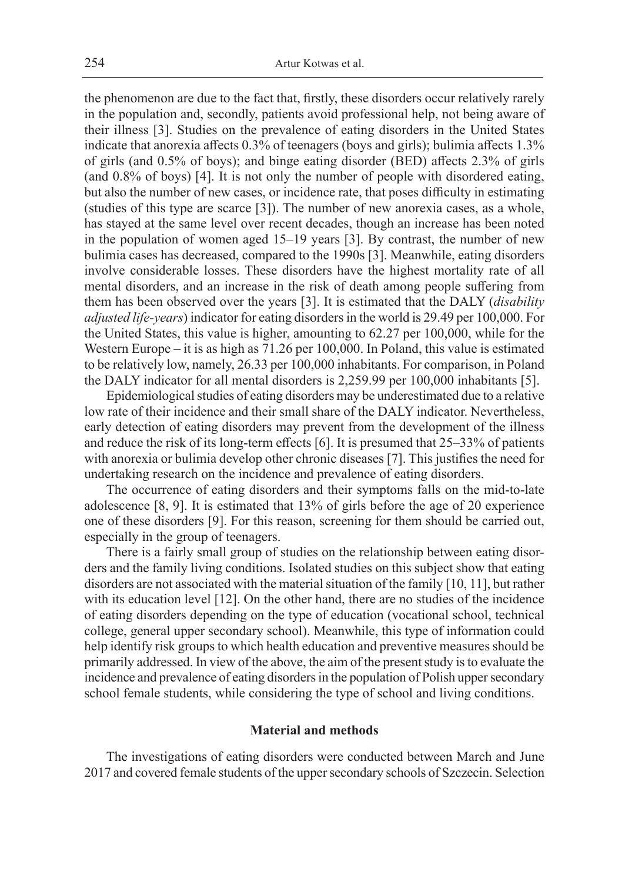the phenomenon are due to the fact that, firstly, these disorders occur relatively rarely in the population and, secondly, patients avoid professional help, not being aware of their illness [3]. Studies on the prevalence of eating disorders in the United States indicate that anorexia affects 0.3% of teenagers (boys and girls); bulimia affects 1.3% of girls (and 0.5% of boys); and binge eating disorder (BED) affects 2.3% of girls (and 0.8% of boys) [4]. It is not only the number of people with disordered eating, but also the number of new cases, or incidence rate, that poses difficulty in estimating (studies of this type are scarce [3]). The number of new anorexia cases, as a whole, has stayed at the same level over recent decades, though an increase has been noted in the population of women aged 15–19 years [3]. By contrast, the number of new bulimia cases has decreased, compared to the 1990s [3]. Meanwhile, eating disorders involve considerable losses. These disorders have the highest mortality rate of all mental disorders, and an increase in the risk of death among people suffering from them has been observed over the years [3]. It is estimated that the DALY (*disability adjusted life-years*) indicator for eating disorders in the world is 29.49 per 100,000. For the United States, this value is higher, amounting to 62.27 per 100,000, while for the Western Europe – it is as high as 71.26 per 100,000. In Poland, this value is estimated to be relatively low, namely, 26.33 per 100,000 inhabitants. For comparison, in Poland the DALY indicator for all mental disorders is 2,259.99 per 100,000 inhabitants [5].

Epidemiological studies of eating disorders may be underestimated due to a relative low rate of their incidence and their small share of the DALY indicator. Nevertheless, early detection of eating disorders may prevent from the development of the illness and reduce the risk of its long-term effects [6]. It is presumed that 25–33% of patients with anorexia or bulimia develop other chronic diseases [7]. This justifies the need for undertaking research on the incidence and prevalence of eating disorders.

The occurrence of eating disorders and their symptoms falls on the mid-to-late adolescence [8, 9]. It is estimated that 13% of girls before the age of 20 experience one of these disorders [9]. For this reason, screening for them should be carried out, especially in the group of teenagers.

There is a fairly small group of studies on the relationship between eating disorders and the family living conditions. Isolated studies on this subject show that eating disorders are not associated with the material situation of the family [10, 11], but rather with its education level [12]. On the other hand, there are no studies of the incidence of eating disorders depending on the type of education (vocational school, technical college, general upper secondary school). Meanwhile, this type of information could help identify risk groups to which health education and preventive measures should be primarily addressed. In view of the above, the aim of the present study is to evaluate the incidence and prevalence of eating disorders in the population of Polish upper secondary school female students, while considering the type of school and living conditions.

## Material and methods

The investigations of eating disorders were conducted between March and June 2017 and covered female students of the upper secondary schools of Szczecin. Selection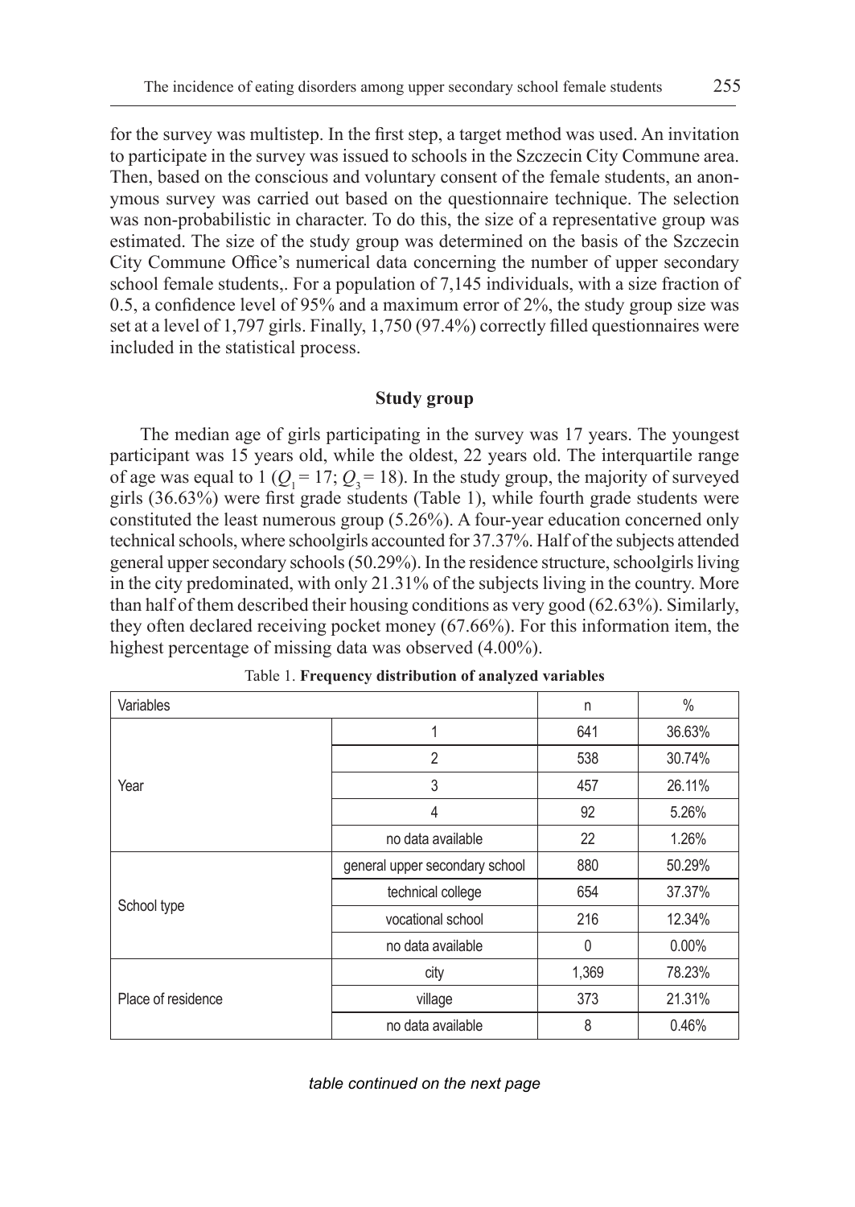for the survey was multistep. In the first step, a target method was used. An invitation to participate in the survey was issued to schools in the Szczecin City Commune area. Then, based on the conscious and voluntary consent of the female students, an anonymous survey was carried out based on the questionnaire technique. The selection was non-probabilistic in character. To do this, the size of a representative group was estimated. The size of the study group was determined on the basis of the Szczecin City Commune Office's numerical data concerning the number of upper secondary school female students,. For a population of 7,145 individuals, with a size fraction of 0.5, a confidence level of 95% and a maximum error of 2%, the study group size was set at a level of 1,797 girls. Finally, 1,750 (97.4%) correctly filled questionnaires were included in the statistical process.

### Study group

The median age of girls participating in the survey was 17 years. The youngest participant was 15 years old, while the oldest, 22 years old. The interquartile range of age was equal to 1 ($Q_1 = 17$; $Q_3 = 18$). In the study group, the majority of surveyed girls (36.63%) were first grade students (Table 1), while fourth grade students were constituted the least numerous group (5.26%). A four-year education concerned only technical schools, where schoolgirls accounted for 37.37%. Half of the subjects attended general upper secondary schools (50.29%). In the residence structure, schoolgirls living in the city predominated, with only 21.31% of the subjects living in the country. More than half of them described their housing conditions as very good (62.63%). Similarly, they often declared receiving pocket money (67.66%). For this information item, the highest percentage of missing data was observed (4.00%).

Table 1. **Frequency distribution of analyzed variables**

| Variables | | n | % |
|---|---|---|---|
| Year | 1 | 641 | 36.63% |
| | 2 | 538 | 30.74% |
| | 3 | 457 | 26.11% |
| | 4 | 92 | 5.26% |
| | no data available | 22 | 1.26% |
| School type | general upper secondary school | 880 | 50.29% |
| | technical college | 654 | 37.37% |
| | vocational school | 216 | 12.34% |
| | no data available | 0 | 0.00% |
| Place of residence | city | 1,369 | 78.23% |
| | village | 373 | 21.31% |
| | no data available | 8 | 0.46% |

*table continued on the next page*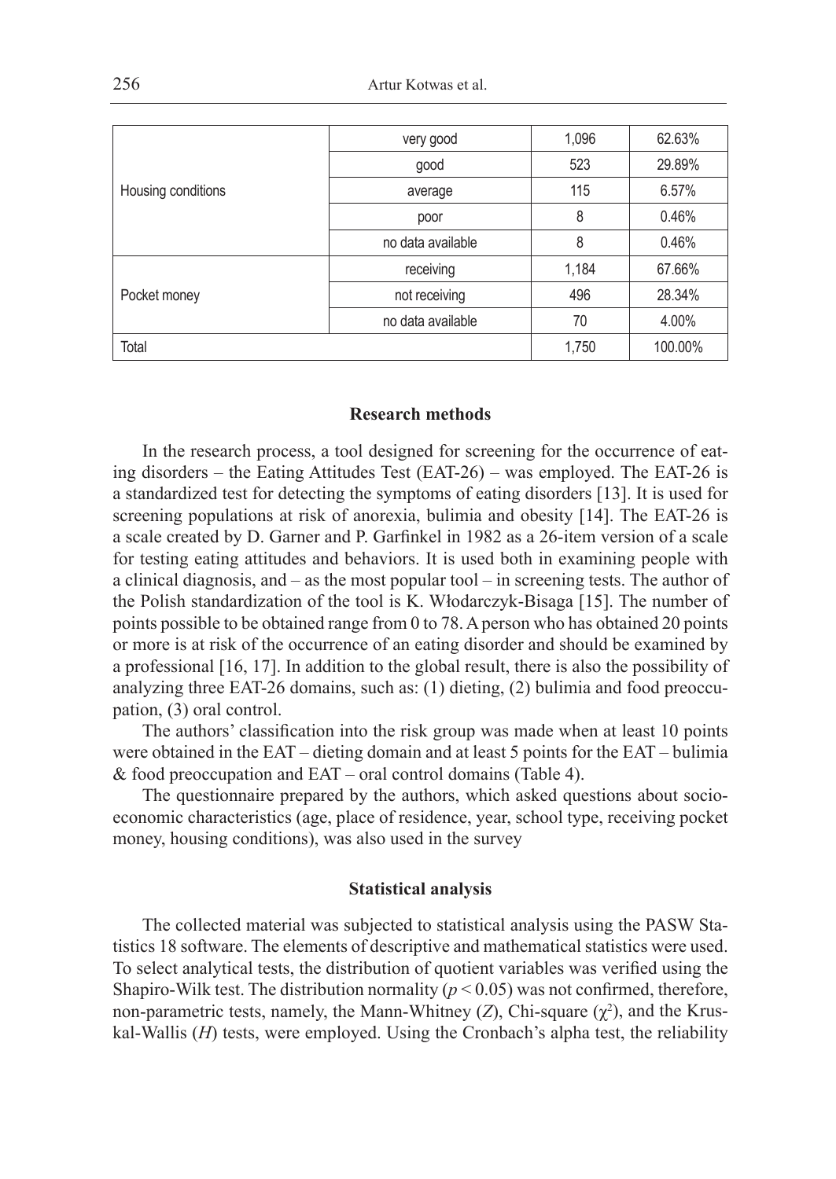| | | | |
|---|---|---|---|
| Housing conditions | very good | 1,096 | 62.63% |
| | good | 523 | 29.89% |
| | average | 115 | 6.57% |
| | poor | 8 | 0.46% |
| | no data available | 8 | 0.46% |
| Pocket money | receiving | 1,184 | 67.66% |
| | not receiving | 496 | 28.34% |
| | no data available | 70 | 4.00% |
| Total | | 1,750 | 100.00% |

### Research methods

In the research process, a tool designed for screening for the occurrence of eating disorders – the Eating Attitudes Test (EAT-26) – was employed. The EAT-26 is a standardized test for detecting the symptoms of eating disorders [13]. It is used for screening populations at risk of anorexia, bulimia and obesity [14]. The EAT-26 is a scale created by D. Garner and P. Garfinkel in 1982 as a 26-item version of a scale for testing eating attitudes and behaviors. It is used both in examining people with a clinical diagnosis, and – as the most popular tool – in screening tests. The author of the Polish standardization of the tool is K. Włodarczyk-Bisaga [15]. The number of points possible to be obtained range from 0 to 78. A person who has obtained 20 points or more is at risk of the occurrence of an eating disorder and should be examined by a professional [16, 17]. In addition to the global result, there is also the possibility of analyzing three EAT-26 domains, such as: (1) dieting, (2) bulimia and food preoccupation, (3) oral control.

The authors' classification into the risk group was made when at least 10 points were obtained in the EAT – dieting domain and at least 5 points for the EAT – bulimia & food preoccupation and EAT – oral control domains (Table 4).

The questionnaire prepared by the authors, which asked questions about socioeconomic characteristics (age, place of residence, year, school type, receiving pocket money, housing conditions), was also used in the survey

### Statistical analysis

The collected material was subjected to statistical analysis using the PASW Statistics 18 software. The elements of descriptive and mathematical statistics were used. To select analytical tests, the distribution of quotient variables was verified using the Shapiro-Wilk test. The distribution normality ($p < 0.05$) was not confirmed, therefore, non-parametric tests, namely, the Mann-Whitney ($Z$), Chi-square ($\chi^2$), and the Kruskal-Wallis ($H$) tests, were employed. Using the Cronbach's alpha test, the reliability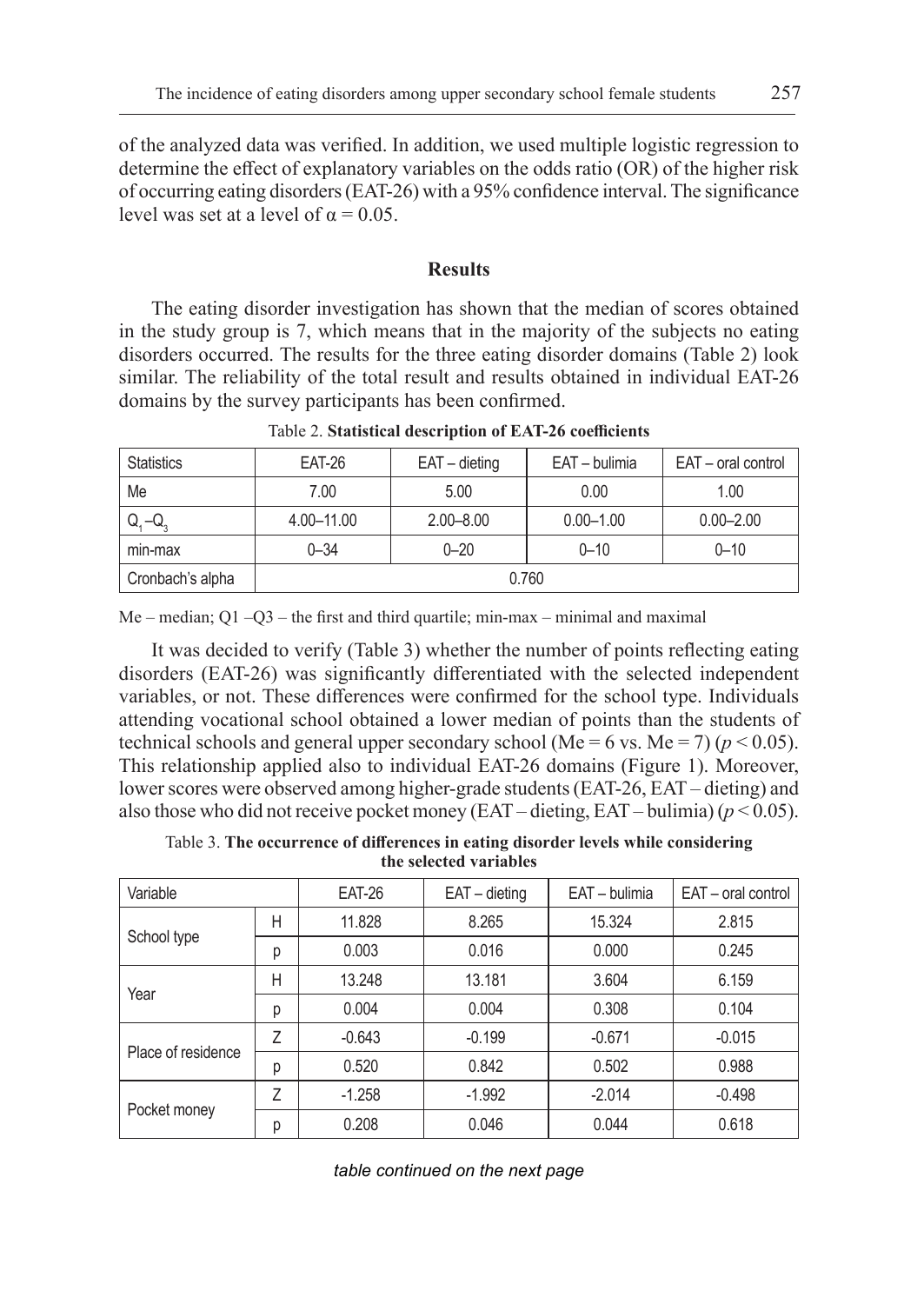of the analyzed data was verified. In addition, we used multiple logistic regression to determine the effect of explanatory variables on the odds ratio (OR) of the higher risk of occurring eating disorders (EAT-26) with a 95% confidence interval. The significance level was set at a level of $\alpha = 0.05$.

## Results

The eating disorder investigation has shown that the median of scores obtained in the study group is 7, which means that in the majority of the subjects no eating disorders occurred. The results for the three eating disorder domains (Table 2) look similar. The reliability of the total result and results obtained in individual EAT-26 domains by the survey participants has been confirmed.

Table 2. **Statistical description of EAT-26 coefficients**

| Statistics | EAT-26 | EAT – dieting | EAT – bulimia | EAT – oral control |
|---|---|---|---|---|
| Me | 7.00 | 5.00 | 0.00 | 1.00 |
| $Q_1$–$Q_3$ | 4.00–11.00 | 2.00–8.00 | 0.00–1.00 | 0.00–2.00 |
| min-max | 0–34 | 0–20 | 0–10 | 0–10 |
| Cronbach's alpha | 0.760 | | | |

Me – median; Q1 –Q3 – the first and third quartile; min-max – minimal and maximal

It was decided to verify (Table 3) whether the number of points reflecting eating disorders (EAT-26) was significantly differentiated with the selected independent variables, or not. These differences were confirmed for the school type. Individuals attending vocational school obtained a lower median of points than the students of technical schools and general upper secondary school (Me = 6 vs. Me = 7) ($p < 0.05$). This relationship applied also to individual EAT-26 domains (Figure 1). Moreover, lower scores were observed among higher-grade students (EAT-26, EAT – dieting) and also those who did not receive pocket money (EAT – dieting, EAT – bulimia) ($p < 0.05$).

Table 3. **The occurrence of differences in eating disorder levels while considering the selected variables**

| Variable | | EAT-26 | EAT – dieting | EAT – bulimia | EAT – oral control |
|---|---|---|---|---|---|
| School type | H | 11.828 | 8.265 | 15.324 | 2.815 |
| | p | 0.003 | 0.016 | 0.000 | 0.245 |
| Year | H | 13.248 | 13.181 | 3.604 | 6.159 |
| | p | 0.004 | 0.004 | 0.308 | 0.104 |
| Place of residence | Z | -0.643 | -0.199 | -0.671 | -0.015 |
| | p | 0.520 | 0.842 | 0.502 | 0.988 |
| Pocket money | Z | -1.258 | -1.992 | -2.014 | -0.498 |
| | p | 0.208 | 0.046 | 0.044 | 0.618 |

*table continued on the next page*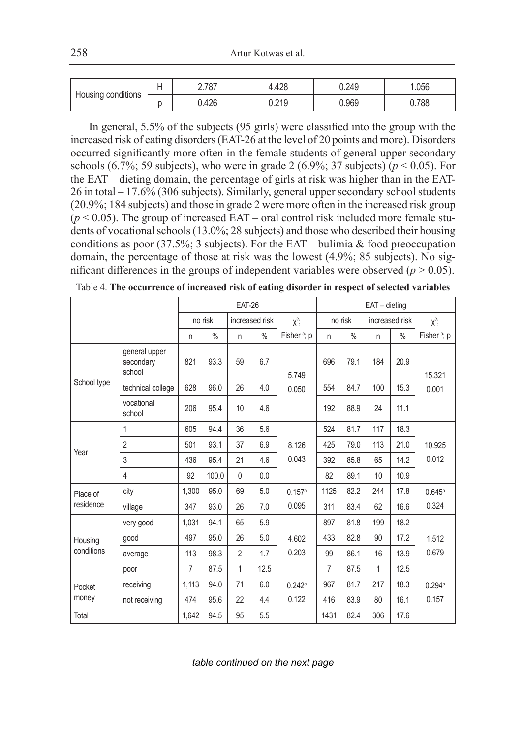| Housing conditions | H | 2.787 | 4.428 | 0.249 | 1.056 |
|---|---|---|---|---|---|
| | p | 0.426 | 0.219 | 0.969 | 0.788 |

In general, 5.5% of the subjects (95 girls) were classified into the group with the increased risk of eating disorders (EAT-26 at the level of 20 points and more). Disorders occurred significantly more often in the female students of general upper secondary schools (6.7%; 59 subjects), who were in grade 2 (6.9%; 37 subjects) ($p < 0.05$). For the EAT – dieting domain, the percentage of girls at risk was higher than in the EAT-26 in total – 17.6% (306 subjects). Similarly, general upper secondary school students (20.9%; 184 subjects) and those in grade 2 were more often in the increased risk group ($p < 0.05$). The group of increased EAT – oral control risk included more female students of vocational schools (13.0%; 28 subjects) and those who described their housing conditions as poor (37.5%; 3 subjects). For the EAT – bulimia & food preoccupation domain, the percentage of those at risk was the lowest (4.9%; 85 subjects). No significant differences in the groups of independent variables were observed ($p > 0.05$).

Table 4. **The occurrence of increased risk of eating disorder in respect of selected variables**

| | | EAT-26 | | | | | EAT – dieting | | | | |
|---|---|---|---|---|---|---|---|---|---|---|---|
| | | no risk | | increased risk | | $\chi^2$; | no risk | | increased risk | | $\chi^2$; |
| | | n | % | n | % | Fisher [a]; p | n | % | n | % | Fisher [a]; p |
| School type | general upper secondary school | 821 | 93.3 | 59 | 6.7 | 5.749 | 696 | 79.1 | 184 | 20.9 | 15.321 |
| | technical college | 628 | 96.0 | 26 | 4.0 | 0.050 | 554 | 84.7 | 100 | 15.3 | 0.001 |
| | vocational school | 206 | 95.4 | 10 | 4.6 | | 192 | 88.9 | 24 | 11.1 | |
| Year | 1 | 605 | 94.4 | 36 | 5.6 | | 524 | 81.7 | 117 | 18.3 | |
| | 2 | 501 | 93.1 | 37 | 6.9 | 8.126 | 425 | 79.0 | 113 | 21.0 | 10.925 |
| | 3 | 436 | 95.4 | 21 | 4.6 | 0.043 | 392 | 85.8 | 65 | 14.2 | 0.012 |
| | 4 | 92 | 100.0 | 0 | 0.0 | | 82 | 89.1 | 10 | 10.9 | |
| Place of residence | city | 1,300 | 95.0 | 69 | 5.0 | 0.157[a] | 1125 | 82.2 | 244 | 17.8 | 0.645[a] |
| | village | 347 | 93.0 | 26 | 7.0 | 0.095 | 311 | 83.4 | 62 | 16.6 | 0.324 |
| Housing conditions | very good | 1,031 | 94.1 | 65 | 5.9 | | 897 | 81.8 | 199 | 18.2 | |
| | good | 497 | 95.0 | 26 | 5.0 | 4.602 | 433 | 82.8 | 90 | 17.2 | 1.512 |
| | average | 113 | 98.3 | 2 | 1.7 | 0.203 | 99 | 86.1 | 16 | 13.9 | 0.679 |
| | poor | 7 | 87.5 | 1 | 12.5 | | 7 | 87.5 | 1 | 12.5 | |
| Pocket money | receiving | 1,113 | 94.0 | 71 | 6.0 | 0.242[a] | 967 | 81.7 | 217 | 18.3 | 0.294[a] |
| | not receiving | 474 | 95.6 | 22 | 4.4 | 0.122 | 416 | 83.9 | 80 | 16.1 | 0.157 |
| Total | | 1,642 | 94.5 | 95 | 5.5 | | 1431 | 82.4 | 306 | 17.6 | |

*table continued on the next page*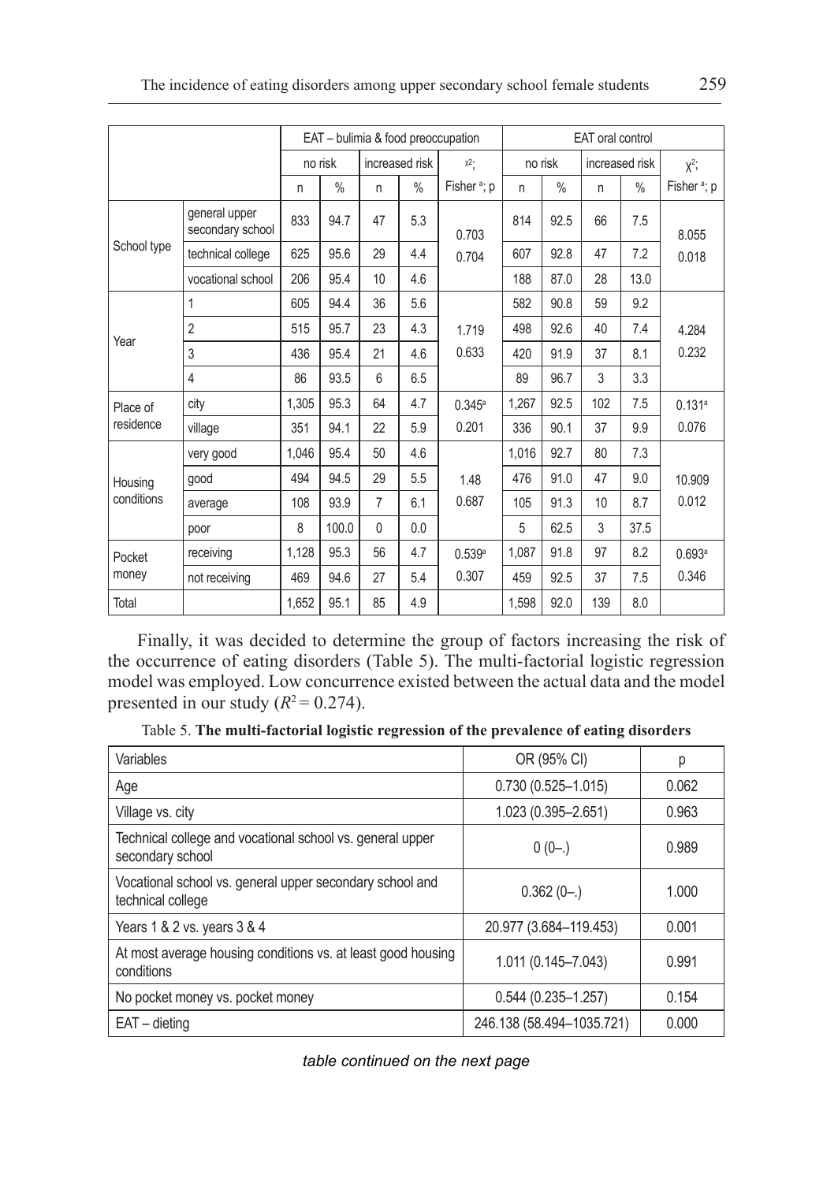| | | EAT – bulimia & food preoccupation | | | | | EAT oral control | | | | |
|---|---|---|---|---|---|---|---|---|---|---|---|
| | | no risk | | increased risk | | $\chi^2$; | no risk | | increased risk | | $\chi^2$; |
| | | n | % | n | % | Fisher [a]; p | n | % | n | % | Fisher [a]; p |
| School type | general upper secondary school | 833 | 94.7 | 47 | 5.3 | 0.703<br>0.704 | 814 | 92.5 | 66 | 7.5 | 8.055<br>0.018 |
| | technical college | 625 | 95.6 | 29 | 4.4 | | 607 | 92.8 | 47 | 7.2 | |
| | vocational school | 206 | 95.4 | 10 | 4.6 | | 188 | 87.0 | 28 | 13.0 | |
| Year | 1 | 605 | 94.4 | 36 | 5.6 | 1.719<br>0.633 | 582 | 90.8 | 59 | 9.2 | 4.284<br>0.232 |
| | 2 | 515 | 95.7 | 23 | 4.3 | | 498 | 92.6 | 40 | 7.4 | |
| | 3 | 436 | 95.4 | 21 | 4.6 | | 420 | 91.9 | 37 | 8.1 | |
| | 4 | 86 | 93.5 | 6 | 6.5 | | 89 | 96.7 | 3 | 3.3 | |
| Place of residence | city | 1,305 | 95.3 | 64 | 4.7 | 0.345[a]<br>0.201 | 1,267 | 92.5 | 102 | 7.5 | 0.131[a]<br>0.076 |
| | village | 351 | 94.1 | 22 | 5.9 | | 336 | 90.1 | 37 | 9.9 | |
| Housing conditions | very good | 1,046 | 95.4 | 50 | 4.6 | 1.48<br>0.687 | 1,016 | 92.7 | 80 | 7.3 | 10.909<br>0.012 |
| | good | 494 | 94.5 | 29 | 5.5 | | 476 | 91.0 | 47 | 9.0 | |
| | average | 108 | 93.9 | 7 | 6.1 | | 105 | 91.3 | 10 | 8.7 | |
| | poor | 8 | 100.0 | 0 | 0.0 | | 5 | 62.5 | 3 | 37.5 | |
| Pocket money | receiving | 1,128 | 95.3 | 56 | 4.7 | 0.539[a]<br>0.307 | 1,087 | 91.8 | 97 | 8.2 | 0.693[a]<br>0.346 |
| | not receiving | 469 | 94.6 | 27 | 5.4 | | 459 | 92.5 | 37 | 7.5 | |
| Total | | 1,652 | 95.1 | 85 | 4.9 | | 1,598 | 92.0 | 139 | 8.0 | |

Finally, it was decided to determine the group of factors increasing the risk of the occurrence of eating disorders (Table 5). The multi-factorial logistic regression model was employed. Low concurrence existed between the actual data and the model presented in our study ($R^2 = 0.274$).

Table 5. **The multi-factorial logistic regression of the prevalence of eating disorders**

| Variables | OR (95% CI) | p |
|---|---|---|
| Age | 0.730 (0.525–1.015) | 0.062 |
| Village vs. city | 1.023 (0.395–2.651) | 0.963 |
| Technical college and vocational school vs. general upper secondary school | 0 (0–.) | 0.989 |
| Vocational school vs. general upper secondary school and technical college | 0.362 (0–.) | 1.000 |
| Years 1 & 2 vs. years 3 & 4 | 20.977 (3.684–119.453) | 0.001 |
| At most average housing conditions vs. at least good housing conditions | 1.011 (0.145–7.043) | 0.991 |
| No pocket money vs. pocket money | 0.544 (0.235–1.257) | 0.154 |
| EAT – dieting | 246.138 (58.494–1035.721) | 0.000 |

*table continued on the next page*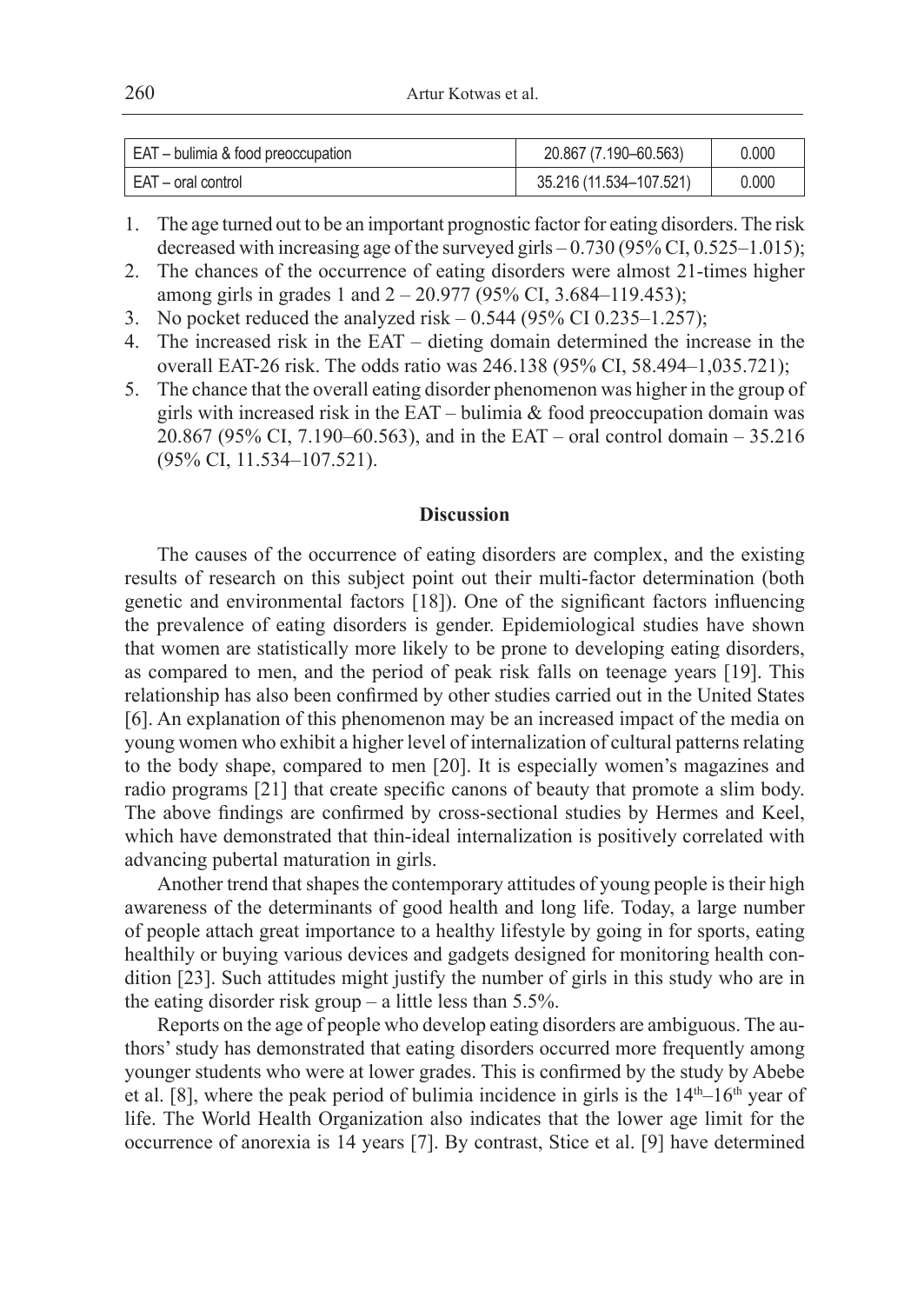| EAT – bulimia & food preoccupation | 20.867 (7.190–60.563) | 0.000 |
|---|---|---|
| EAT – oral control | 35.216 (11.534–107.521) | 0.000 |

1. The age turned out to be an important prognostic factor for eating disorders. The risk decreased with increasing age of the surveyed girls – 0.730 (95% CI, 0.525–1.015);
2. The chances of the occurrence of eating disorders were almost 21-times higher among girls in grades 1 and 2 – 20.977 (95% CI, 3.684–119.453);
3. No pocket reduced the analyzed risk – 0.544 (95% CI 0.235–1.257);
4. The increased risk in the EAT – dieting domain determined the increase in the overall EAT-26 risk. The odds ratio was 246.138 (95% CI, 58.494–1,035.721);
5. The chance that the overall eating disorder phenomenon was higher in the group of girls with increased risk in the EAT – bulimia & food preoccupation domain was 20.867 (95% CI, 7.190–60.563), and in the EAT – oral control domain – 35.216 (95% CI, 11.534–107.521).

## Discussion

The causes of the occurrence of eating disorders are complex, and the existing results of research on this subject point out their multi-factor determination (both genetic and environmental factors [18]). One of the significant factors influencing the prevalence of eating disorders is gender. Epidemiological studies have shown that women are statistically more likely to be prone to developing eating disorders, as compared to men, and the period of peak risk falls on teenage years [19]. This relationship has also been confirmed by other studies carried out in the United States [6]. An explanation of this phenomenon may be an increased impact of the media on young women who exhibit a higher level of internalization of cultural patterns relating to the body shape, compared to men [20]. It is especially women's magazines and radio programs [21] that create specific canons of beauty that promote a slim body. The above findings are confirmed by cross-sectional studies by Hermes and Keel, which have demonstrated that thin-ideal internalization is positively correlated with advancing pubertal maturation in girls.

Another trend that shapes the contemporary attitudes of young people is their high awareness of the determinants of good health and long life. Today, a large number of people attach great importance to a healthy lifestyle by going in for sports, eating healthily or buying various devices and gadgets designed for monitoring health condition [23]. Such attitudes might justify the number of girls in this study who are in the eating disorder risk group – a little less than 5.5%.

Reports on the age of people who develop eating disorders are ambiguous. The authors' study has demonstrated that eating disorders occurred more frequently among younger students who were at lower grades. This is confirmed by the study by Abebe et al. [8], where the peak period of bulimia incidence in girls is the 14th–16th year of life. The World Health Organization also indicates that the lower age limit for the occurrence of anorexia is 14 years [7]. By contrast, Stice et al. [9] have determined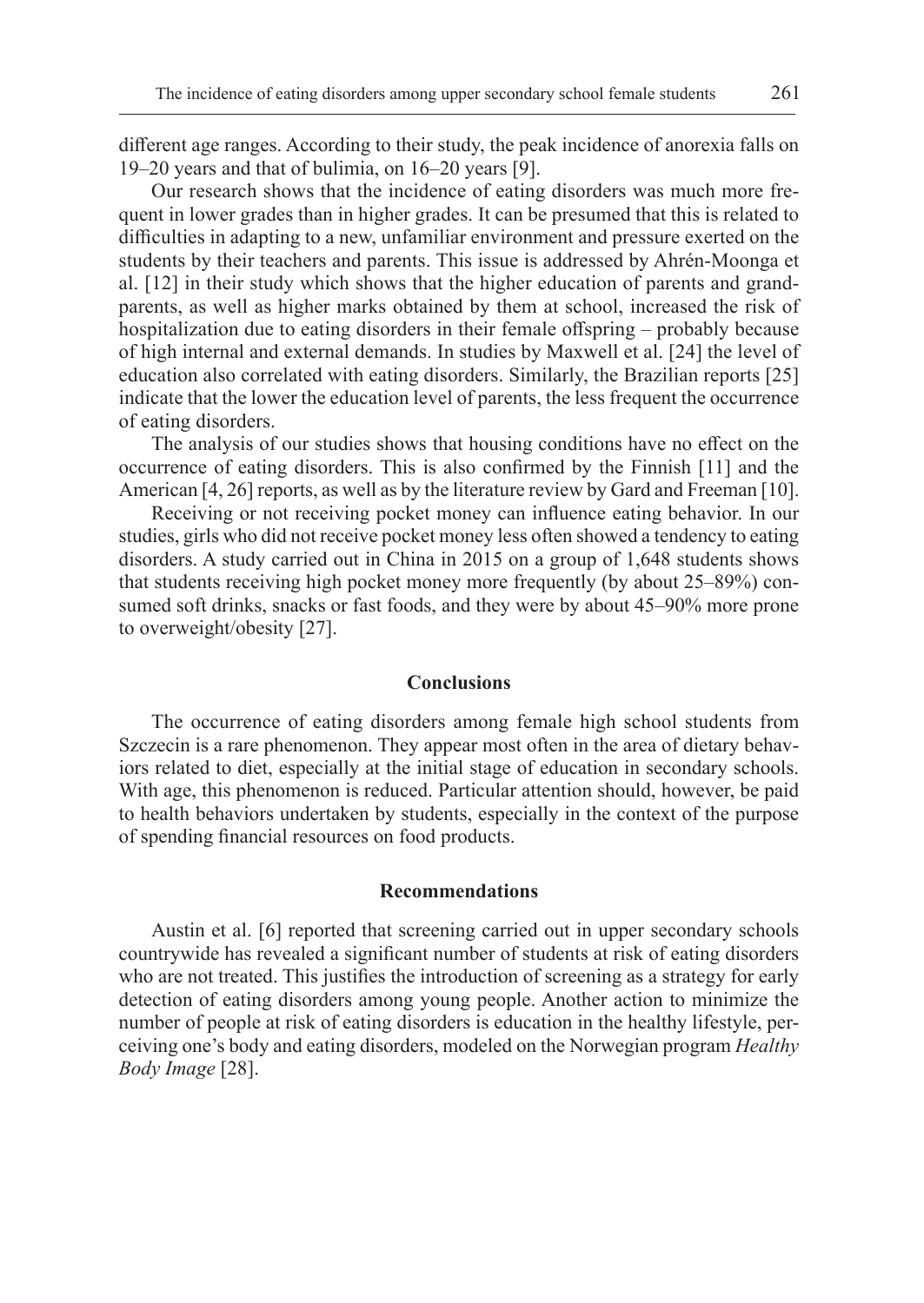different age ranges. According to their study, the peak incidence of anorexia falls on 19–20 years and that of bulimia, on 16–20 years [9].

Our research shows that the incidence of eating disorders was much more frequent in lower grades than in higher grades. It can be presumed that this is related to difficulties in adapting to a new, unfamiliar environment and pressure exerted on the students by their teachers and parents. This issue is addressed by Ahrén-Moonga et al. [12] in their study which shows that the higher education of parents and grandparents, as well as higher marks obtained by them at school, increased the risk of hospitalization due to eating disorders in their female offspring – probably because of high internal and external demands. In studies by Maxwell et al. [24] the level of education also correlated with eating disorders. Similarly, the Brazilian reports [25] indicate that the lower the education level of parents, the less frequent the occurrence of eating disorders.

The analysis of our studies shows that housing conditions have no effect on the occurrence of eating disorders. This is also confirmed by the Finnish [11] and the American [4, 26] reports, as well as by the literature review by Gard and Freeman [10].

Receiving or not receiving pocket money can influence eating behavior. In our studies, girls who did not receive pocket money less often showed a tendency to eating disorders. A study carried out in China in 2015 on a group of 1,648 students shows that students receiving high pocket money more frequently (by about 25–89%) consumed soft drinks, snacks or fast foods, and they were by about 45–90% more prone to overweight/obesity [27].

## Conclusions

The occurrence of eating disorders among female high school students from Szczecin is a rare phenomenon. They appear most often in the area of dietary behaviors related to diet, especially at the initial stage of education in secondary schools. With age, this phenomenon is reduced. Particular attention should, however, be paid to health behaviors undertaken by students, especially in the context of the purpose of spending financial resources on food products.

## Recommendations

Austin et al. [6] reported that screening carried out in upper secondary schools countrywide has revealed a significant number of students at risk of eating disorders who are not treated. This justifies the introduction of screening as a strategy for early detection of eating disorders among young people. Another action to minimize the number of people at risk of eating disorders is education in the healthy lifestyle, perceiving one's body and eating disorders, modeled on the Norwegian program *Healthy Body Image* [28].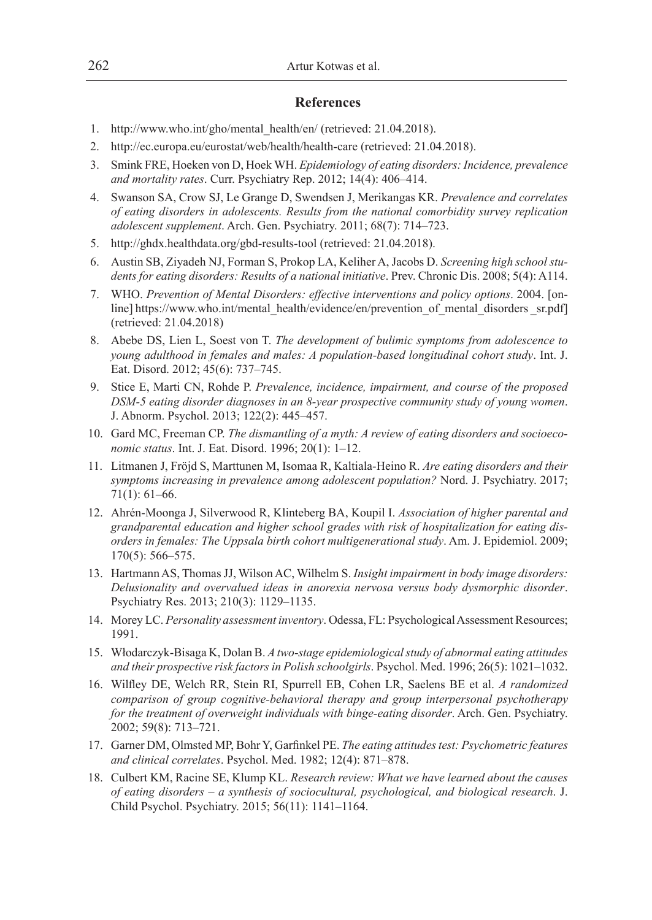## References

1. http://www.who.int/gho/mental_health/en/ (retrieved: 21.04.2018).
2. http://ec.europa.eu/eurostat/web/health/health-care (retrieved: 21.04.2018).
3. Smink FRE, Hoeken von D, Hoek WH. *Epidemiology of eating disorders: Incidence, prevalence and mortality rates*. Curr. Psychiatry Rep. 2012; 14(4): 406–414.
4. Swanson SA, Crow SJ, Le Grange D, Swendsen J, Merikangas KR. *Prevalence and correlates of eating disorders in adolescents. Results from the national comorbidity survey replication adolescent supplement*. Arch. Gen. Psychiatry. 2011; 68(7): 714–723.
5. http://ghdx.healthdata.org/gbd-results-tool (retrieved: 21.04.2018).
6. Austin SB, Ziyadeh NJ, Forman S, Prokop LA, Keliher A, Jacobs D. *Screening high school students for eating disorders: Results of a national initiative*. Prev. Chronic Dis. 2008; 5(4): A114.
7. WHO. *Prevention of Mental Disorders: effective interventions and policy options*. 2004. [online] https://www.who.int/mental_health/evidence/en/prevention_of_mental_disorders _sr.pdf] (retrieved: 21.04.2018)
8. Abebe DS, Lien L, Soest von T. *The development of bulimic symptoms from adolescence to young adulthood in females and males: A population-based longitudinal cohort study*. Int. J. Eat. Disord. 2012; 45(6): 737–745.
9. Stice E, Marti CN, Rohde P. *Prevalence, incidence, impairment, and course of the proposed DSM-5 eating disorder diagnoses in an 8-year prospective community study of young women*. J. Abnorm. Psychol. 2013; 122(2): 445–457.
10. Gard MC, Freeman CP. *The dismantling of a myth: A review of eating disorders and socioeconomic status*. Int. J. Eat. Disord. 1996; 20(1): 1–12.
11. Litmanen J, Fröjd S, Marttunen M, Isomaa R, Kaltiala-Heino R. *Are eating disorders and their symptoms increasing in prevalence among adolescent population?* Nord. J. Psychiatry. 2017; 71(1): 61–66.
12. Ahrén-Moonga J, Silverwood R, Klinteberg BA, Koupil I. *Association of higher parental and grandparental education and higher school grades with risk of hospitalization for eating disorders in females: The Uppsala birth cohort multigenerational study*. Am. J. Epidemiol. 2009; 170(5): 566–575.
13. Hartmann AS, Thomas JJ, Wilson AC, Wilhelm S. *Insight impairment in body image disorders: Delusionality and overvalued ideas in anorexia nervosa versus body dysmorphic disorder*. Psychiatry Res. 2013; 210(3): 1129–1135.
14. Morey LC. *Personality assessment inventory*. Odessa, FL: Psychological Assessment Resources; 1991.
15. Włodarczyk-Bisaga K, Dolan B. *A two-stage epidemiological study of abnormal eating attitudes and their prospective risk factors in Polish schoolgirls*. Psychol. Med. 1996; 26(5): 1021–1032.
16. Wilfley DE, Welch RR, Stein RI, Spurrell EB, Cohen LR, Saelens BE et al. *A randomized comparison of group cognitive-behavioral therapy and group interpersonal psychotherapy for the treatment of overweight individuals with binge-eating disorder*. Arch. Gen. Psychiatry. 2002; 59(8): 713–721.
17. Garner DM, Olmsted MP, Bohr Y, Garfinkel PE. *The eating attitudes test: Psychometric features and clinical correlates*. Psychol. Med. 1982; 12(4): 871–878.
18. Culbert KM, Racine SE, Klump KL. *Research review: What we have learned about the causes of eating disorders – a synthesis of sociocultural, psychological, and biological research*. J. Child Psychol. Psychiatry. 2015; 56(11): 1141–1164.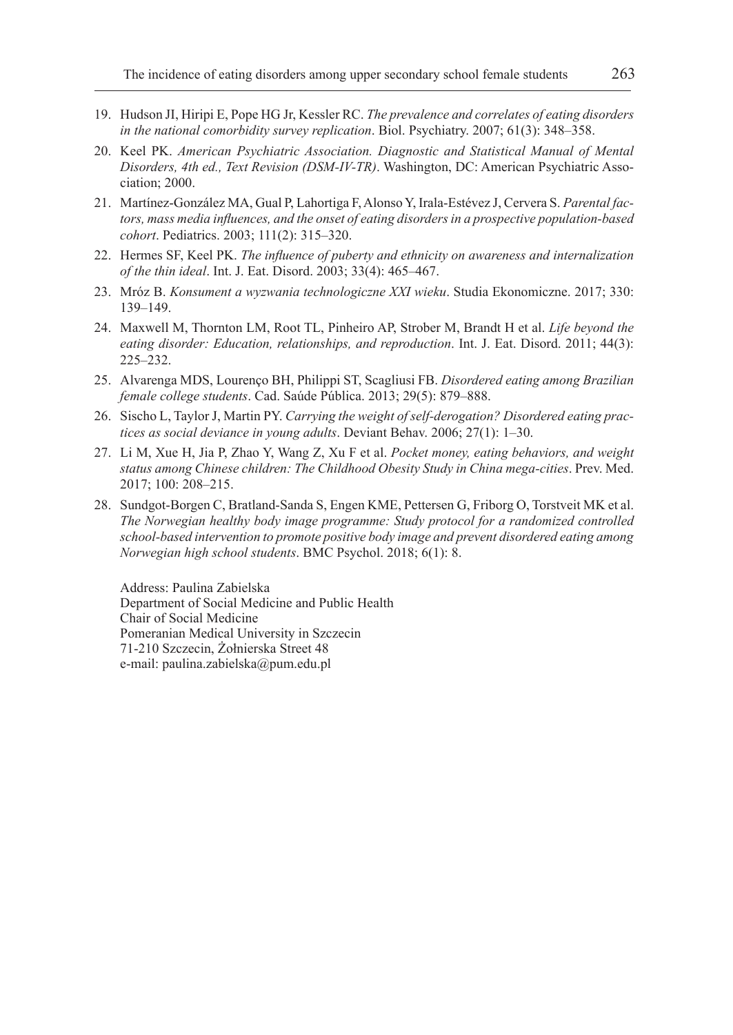19. Hudson JI, Hiripi E, Pope HG Jr, Kessler RC. *The prevalence and correlates of eating disorders in the national comorbidity survey replication*. Biol. Psychiatry. 2007; 61(3): 348–358.
20. Keel PK. *American Psychiatric Association. Diagnostic and Statistical Manual of Mental Disorders, 4th ed., Text Revision (DSM-IV-TR)*. Washington, DC: American Psychiatric Association; 2000.
21. Martínez-González MA, Gual P, Lahortiga F, Alonso Y, Irala-Estévez J, Cervera S. *Parental factors, mass media influences, and the onset of eating disorders in a prospective population-based cohort*. Pediatrics. 2003; 111(2): 315–320.
22. Hermes SF, Keel PK. *The influence of puberty and ethnicity on awareness and internalization of the thin ideal*. Int. J. Eat. Disord. 2003; 33(4): 465–467.
23. Mróz B. *Konsument a wyzwania technologiczne XXI wieku*. Studia Ekonomiczne. 2017; 330: 139–149.
24. Maxwell M, Thornton LM, Root TL, Pinheiro AP, Strober M, Brandt H et al. *Life beyond the eating disorder: Education, relationships, and reproduction*. Int. J. Eat. Disord. 2011; 44(3): 225–232.
25. Alvarenga MDS, Lourenço BH, Philippi ST, Scagliusi FB. *Disordered eating among Brazilian female college students*. Cad. Saúde Pública. 2013; 29(5): 879–888.
26. Sischo L, Taylor J, Martin PY. *Carrying the weight of self-derogation? Disordered eating practices as social deviance in young adults*. Deviant Behav. 2006; 27(1): 1–30.
27. Li M, Xue H, Jia P, Zhao Y, Wang Z, Xu F et al. *Pocket money, eating behaviors, and weight status among Chinese children: The Childhood Obesity Study in China mega-cities*. Prev. Med. 2017; 100: 208–215.
28. Sundgot-Borgen C, Bratland-Sanda S, Engen KME, Pettersen G, Friborg O, Torstveit MK et al. *The Norwegian healthy body image programme: Study protocol for a randomized controlled school-based intervention to promote positive body image and prevent disordered eating among Norwegian high school students*. BMC Psychol. 2018; 6(1): 8.

Address: Paulina Zabielska
Department of Social Medicine and Public Health
Chair of Social Medicine
Pomeranian Medical University in Szczecin
71-210 Szczecin, Żołnierska Street 48
e-mail: paulina.zabielska@pum.edu.pl